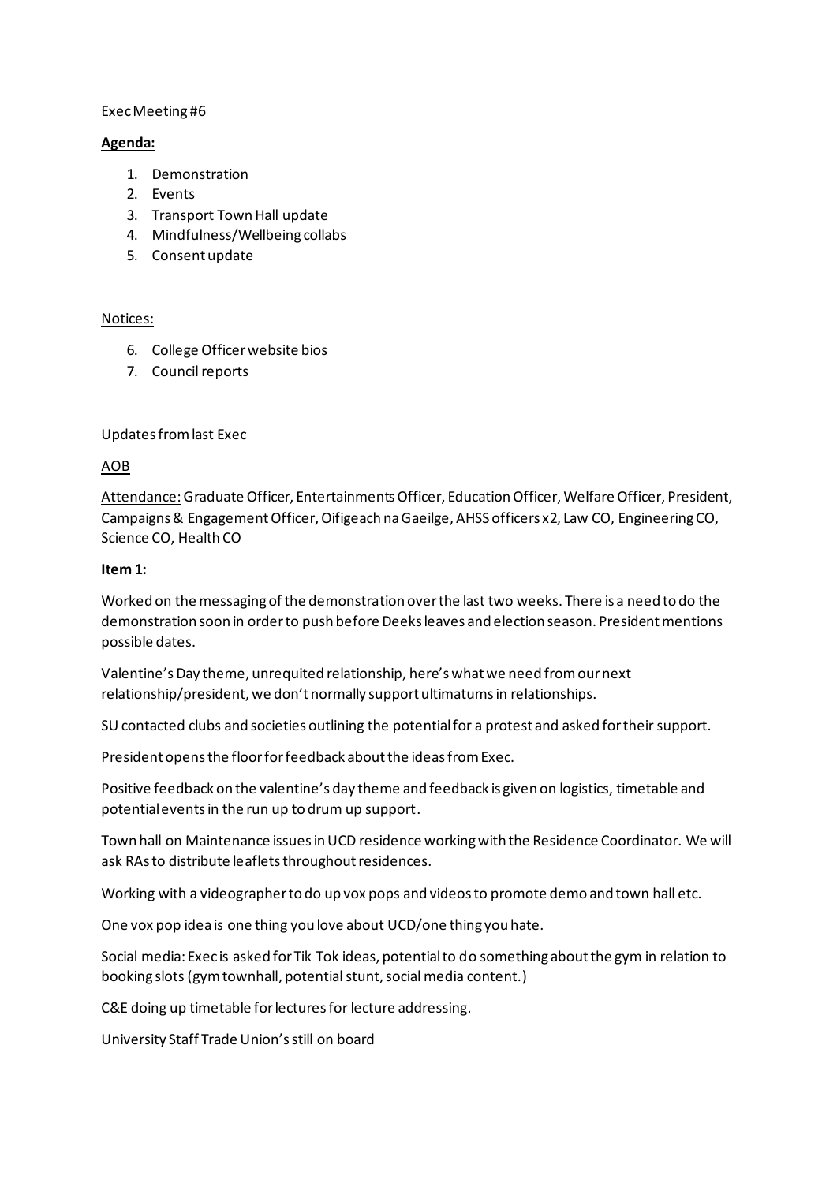Exec Meeting #6

**Agenda:**

1. Demonstration
2. Events
3. Transport Town Hall update
4. Mindfulness/Wellbeing collabs
5. Consent update

Notices:

6. College Officer website bios
7. Council reports

Updates from last Exec

AOB

Attendance: Graduate Officer, Entertainments Officer, Education Officer, Welfare Officer, President, Campaigns & Engagement Officer, Oifigeach na Gaeilge, AHSS officers x2, Law CO, Engineering CO, Science CO, Health CO

**Item 1:**

Worked on the messaging of the demonstration over the last two weeks. There is a need to do the demonstration soon in order to push before Deeks leaves and election season. President mentions possible dates.

Valentine's Day theme, unrequited relationship, here's what we need from our next relationship/president, we don't normally support ultimatums in relationships.

SU contacted clubs and societies outlining the potential for a protest and asked for their support.

President opens the floor for feedback about the ideas from Exec.

Positive feedback on the valentine's day theme and feedback is given on logistics, timetable and potential events in the run up to drum up support.

Town hall on Maintenance issues in UCD residence working with the Residence Coordinator. We will ask RAs to distribute leaflets throughout residences.

Working with a videographer to do up vox pops and videos to promote demo and town hall etc.

One vox pop idea is one thing you love about UCD/one thing you hate.

Social media: Exec is asked for Tik Tok ideas, potential to do something about the gym in relation to booking slots (gym townhall, potential stunt, social media content.)

C&E doing up timetable for lectures for lecture addressing.

University Staff Trade Union's still on board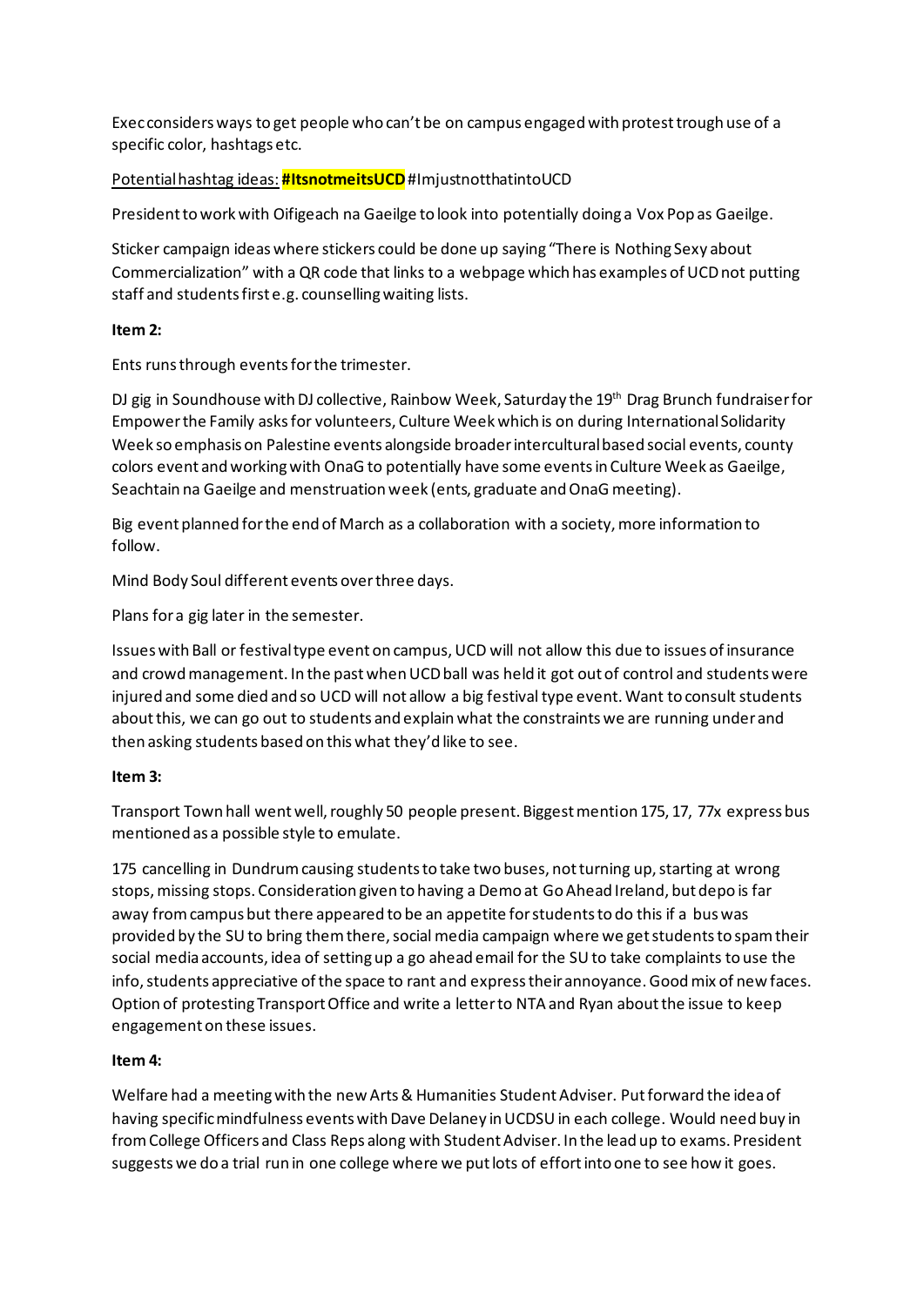Exec considers ways to get people who can't be on campus engaged with protest trough use of a specific color, hashtags etc.

Potential hashtag ideas: **#ItsnotmeitsUCD** #ImjustnotthatintoUCD

President to work with Oifigeach na Gaeilge to look into potentially doing a Vox Pop as Gaeilge.

Sticker campaign ideas where stickers could be done up saying "There is Nothing Sexy about Commercialization" with a QR code that links to a webpage which has examples of UCD not putting staff and students first e.g. counselling waiting lists.

**Item 2:**

Ents runs through events for the trimester.

DJ gig in Soundhouse with DJ collective, Rainbow Week, Saturday the 19th Drag Brunch fundraiser for Empower the Family asks for volunteers, Culture Week which is on during International Solidarity Week so emphasis on Palestine events alongside broader intercultural based social events, county colors event and working with OnaG to potentially have some events in Culture Week as Gaeilge, Seachtain na Gaeilge and menstruation week (ents, graduate and OnaG meeting).

Big event planned for the end of March as a collaboration with a society, more information to follow.

Mind Body Soul different events over three days.

Plans for a gig later in the semester.

Issues with Ball or festival type event on campus, UCD will not allow this due to issues of insurance and crowd management. In the past when UCD ball was held it got out of control and students were injured and some died and so UCD will not allow a big festival type event. Want to consult students about this, we can go out to students and explain what the constraints we are running under and then asking students based on this what they'd like to see.

**Item 3:**

Transport Town hall went well, roughly 50 people present. Biggest mention 175, 17, 77x express bus mentioned as a possible style to emulate.

175 cancelling in Dundrum causing students to take two buses, not turning up, starting at wrong stops, missing stops. Consideration given to having a Demo at Go Ahead Ireland, but depo is far away from campus but there appeared to be an appetite for students to do this if a bus was provided by the SU to bring them there, social media campaign where we get students to spam their social media accounts, idea of setting up a go ahead email for the SU to take complaints to use the info, students appreciative of the space to rant and express their annoyance. Good mix of new faces. Option of protesting Transport Office and write a letter to NTA and Ryan about the issue to keep engagement on these issues.

**Item 4:**

Welfare had a meeting with the new Arts & Humanities Student Adviser. Put forward the idea of having specific mindfulness events with Dave Delaney in UCDSU in each college. Would need buy in from College Officers and Class Reps along with Student Adviser. In the lead up to exams. President suggests we do a trial run in one college where we put lots of effort into one to see how it goes.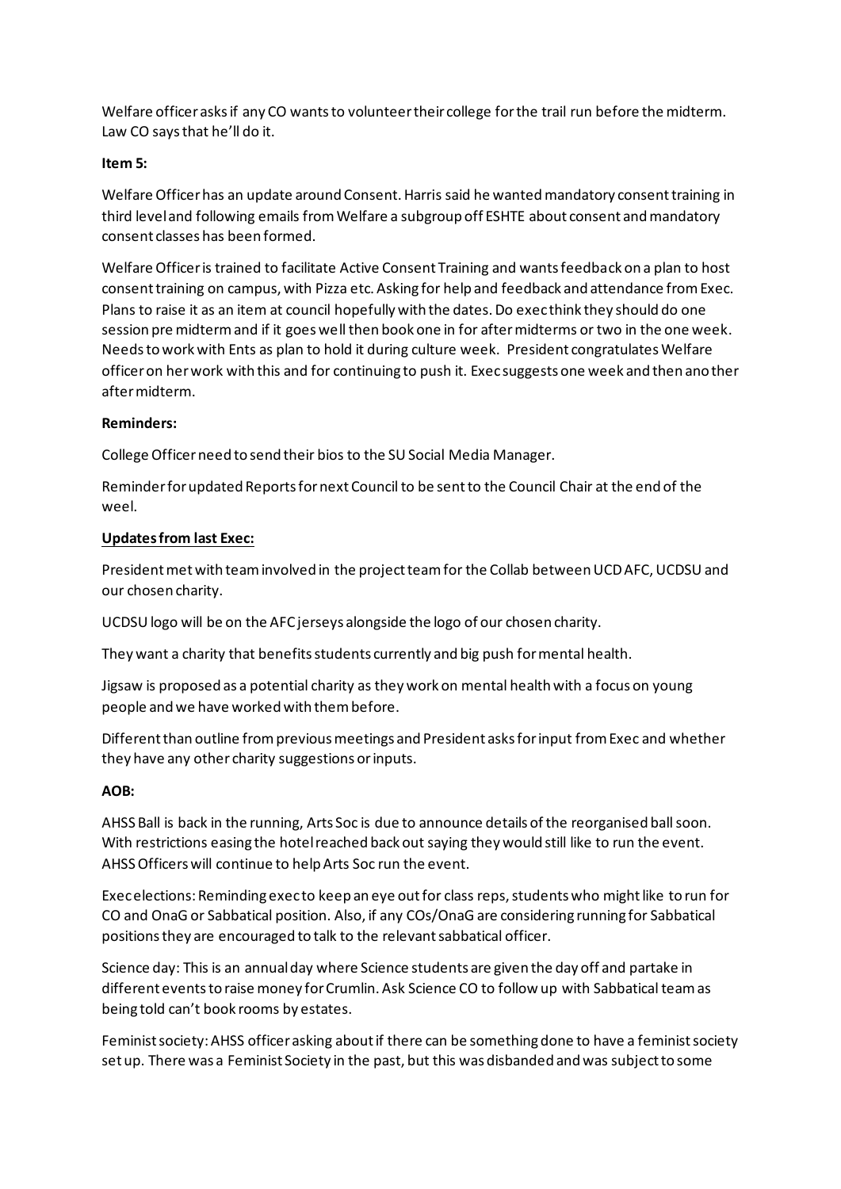Welfare officer asks if any CO wants to volunteer their college for the trail run before the midterm. Law CO says that he'll do it.

**Item 5:**

Welfare Officer has an update around Consent. Harris said he wanted mandatory consent training in third level and following emails from Welfare a subgroup off ESHTE about consent and mandatory consent classes has been formed.

Welfare Officer is trained to facilitate Active Consent Training and wants feedback on a plan to host consent training on campus, with Pizza etc. Asking for help and feedback and attendance from Exec. Plans to raise it as an item at council hopefully with the dates. Do exec think they should do one session pre midterm and if it goes well then book one in for after midterms or two in the one week. Needs to work with Ents as plan to hold it during culture week. President congratulates Welfare officer on her work with this and for continuing to push it. Exec suggests one week and then another after midterm.

**Reminders:**

College Officer need to send their bios to the SU Social Media Manager.

Reminder for updated Reports for next Council to be sent to the Council Chair at the end of the weel.

**Updates from last Exec:**

President met with team involved in the project team for the Collab between UCD AFC, UCDSU and our chosen charity.

UCDSU logo will be on the AFC jerseys alongside the logo of our chosen charity.

They want a charity that benefits students currently and big push for mental health.

Jigsaw is proposed as a potential charity as they work on mental health with a focus on young people and we have worked with them before.

Different than outline from previous meetings and President asks for input from Exec and whether they have any other charity suggestions or inputs.

**AOB:**

AHSS Ball is back in the running, Arts Soc is due to announce details of the reorganised ball soon. With restrictions easing the hotel reached back out saying they would still like to run the event. AHSS Officers will continue to help Arts Soc run the event.

Exec elections: Reminding exec to keep an eye out for class reps, students who might like to run for CO and OnaG or Sabbatical position. Also, if any COs/OnaG are considering running for Sabbatical positions they are encouraged to talk to the relevant sabbatical officer.

Science day: This is an annual day where Science students are given the day off and partake in different events to raise money for Crumlin. Ask Science CO to follow up with Sabbatical team as being told can't book rooms by estates.

Feminist society: AHSS officer asking about if there can be something done to have a feminist society set up. There was a Feminist Society in the past, but this was disbanded and was subject to some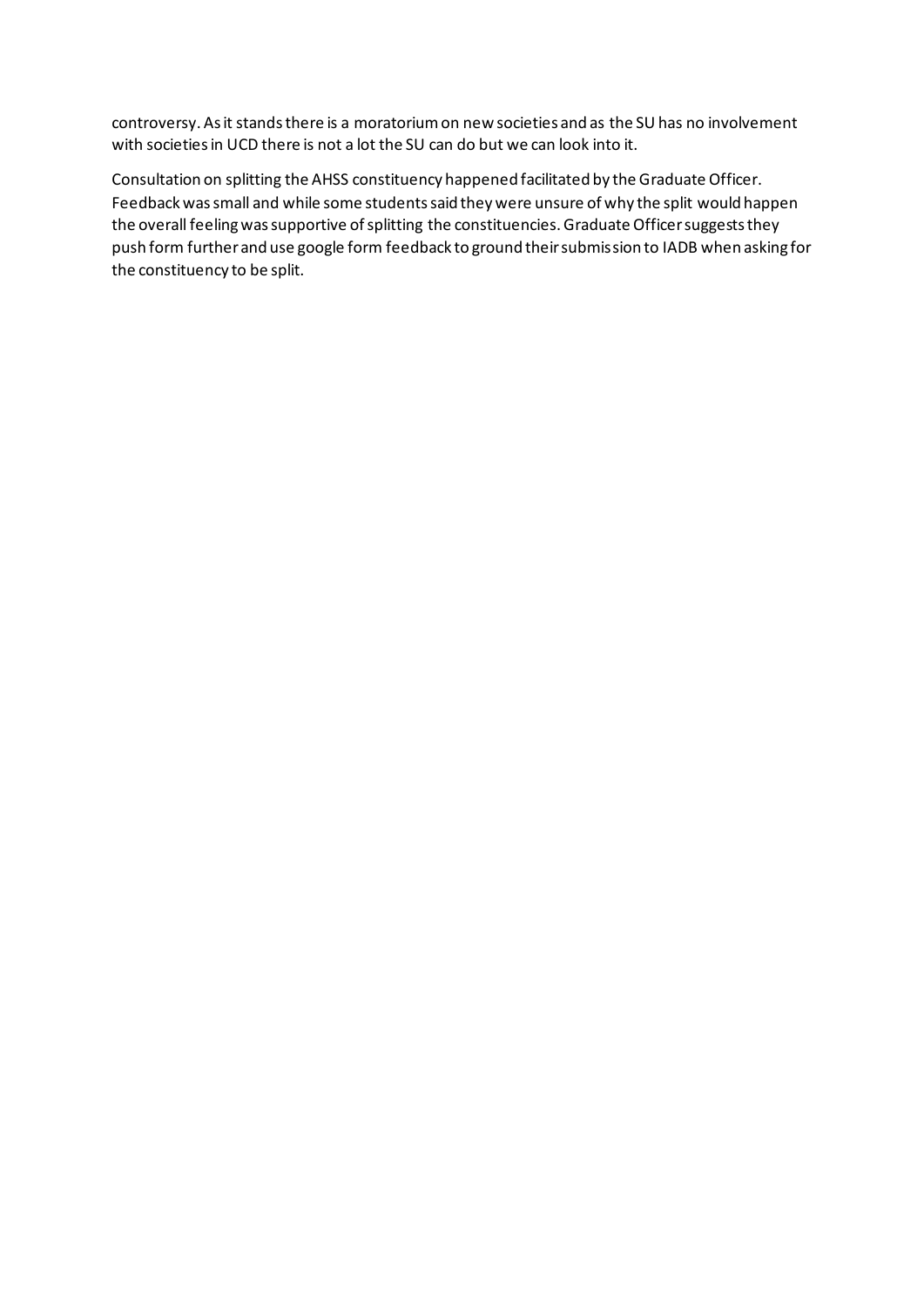controversy. As it stands there is a moratorium on new societies and as the SU has no involvement with societies in UCD there is not a lot the SU can do but we can look into it.

Consultation on splitting the AHSS constituency happened facilitated by the Graduate Officer. Feedback was small and while some students said they were unsure of why the split would happen the overall feeling was supportive of splitting the constituencies. Graduate Officer suggests they push form further and use google form feedback to ground their submission to IADB when asking for the constituency to be split.